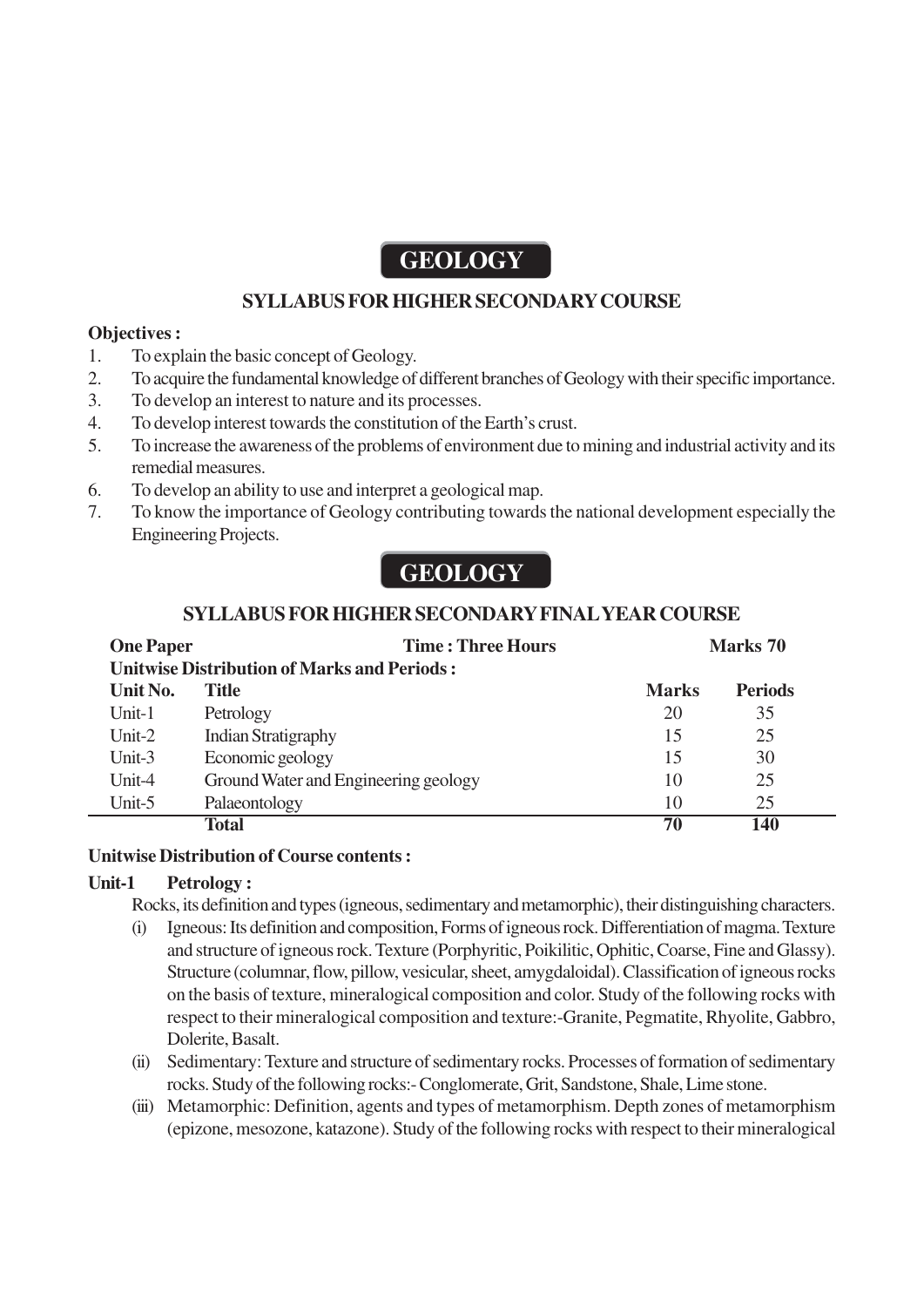# GEOLOGY

## SYLLABUS FOR HIGHER SECONDARY COURSE

**Objectives :**

1. To explain the basic concept of Geology.
2. To acquire the fundamental knowledge of different branches of Geology with their specific importance.
3. To develop an interest to nature and its processes.
4. To develop interest towards the constitution of the Earth's crust.
5. To increase the awareness of the problems of environment due to mining and industrial activity and its remedial measures.
6. To develop an ability to use and interpret a geological map.
7. To know the importance of Geology contributing towards the national development especially the Engineering Projects.

# GEOLOGY

## SYLLABUS FOR HIGHER SECONDARY FINAL YEAR COURSE

**One Paper** **Time : Three Hours** **Marks 70**

**Unitwise Distribution of Marks and Periods :**

| Unit No. | Title | Marks | Periods |
|---|---|---|---|
| Unit-1 | Petrology | 20 | 35 |
| Unit-2 | Indian Stratigraphy | 15 | 25 |
| Unit-3 | Economic geology | 15 | 30 |
| Unit-4 | Ground Water and Engineering geology | 10 | 25 |
| Unit-5 | Palaeontology | 10 | 25 |
| | **Total** | **70** | **140** |

**Unitwise Distribution of Course contents :**

**Unit-1 Petrology :**

Rocks, its definition and types (igneous, sedimentary and metamorphic), their distinguishing characters.

(i) Igneous: Its definition and composition, Forms of igneous rock. Differentiation of magma. Texture and structure of igneous rock. Texture (Porphyritic, Poikilitic, Ophitic, Coarse, Fine and Glassy). Structure (columnar, flow, pillow, vesicular, sheet, amygdaloidal). Classification of igneous rocks on the basis of texture, mineralogical composition and color. Study of the following rocks with respect to their mineralogical composition and texture:-Granite, Pegmatite, Rhyolite, Gabbro, Dolerite, Basalt.

(ii) Sedimentary: Texture and structure of sedimentary rocks. Processes of formation of sedimentary rocks. Study of the following rocks:- Conglomerate, Grit, Sandstone, Shale, Lime stone.

(iii) Metamorphic: Definition, agents and types of metamorphism. Depth zones of metamorphism (epizone, mesozone, katazone). Study of the following rocks with respect to their mineralogical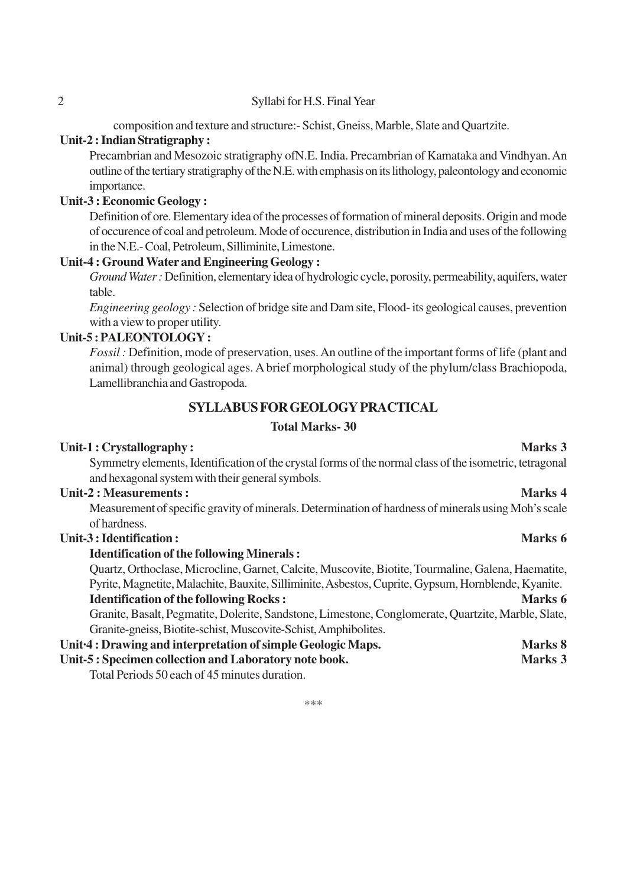composition and texture and structure:- Schist, Gneiss, Marble, Slate and Quartzite.

**Unit-2 : Indian Stratigraphy :**

Precambrian and Mesozoic stratigraphy ofN.E. India. Precambrian of Kamataka and Vindhyan. An outline of the tertiary stratigraphy of the N.E. with emphasis on its lithology, paleontology and economic importance.

**Unit-3 : Economic Geology :**

Definition of ore. Elementary idea of the processes of formation of mineral deposits. Origin and mode of occurence of coal and petroleum. Mode of occurence, distribution in India and uses of the following in the N.E.- Coal, Petroleum, Silliminite, Limestone.

**Unit-4 : Ground Water and Engineering Geology :**

*Ground Water :* Definition, elementary idea of hydrologic cycle, porosity, permeability, aquifers, water table.

*Engineering geology :* Selection of bridge site and Dam site, Flood- its geological causes, prevention with a view to proper utility.

**Unit-5 : PALEONTOLOGY :**

*Fossil :* Definition, mode of preservation, uses. An outline of the important forms of life (plant and animal) through geological ages. A brief morphological study of the phylum/class Brachiopoda, Lamellibranchia and Gastropoda.

## SYLLABUS FOR GEOLOGY PRACTICAL

### Total Marks- 30

**Unit-1 : Crystallography :** **Marks 3**

Symmetry elements, Identification of the crystal forms of the normal class of the isometric, tetragonal and hexagonal system with their general symbols.

**Unit-2 : Measurements :** **Marks 4**

Measurement of specific gravity of minerals. Determination of hardness of minerals using Moh's scale of hardness.

**Unit-3 : Identification :** **Marks 6**

**Identification of the following Minerals :**

Quartz, Orthoclase, Microcline, Garnet, Calcite, Muscovite, Biotite, Tourmaline, Galena, Haematite, Pyrite, Magnetite, Malachite, Bauxite, Silliminite, Asbestos, Cuprite, Gypsum, Hornblende, Kyanite.

**Identification of the following Rocks :** **Marks 6**

Granite, Basalt, Pegmatite, Dolerite, Sandstone, Limestone, Conglomerate, Quartzite, Marble, Slate, Granite-gneiss, Biotite-schist, Muscovite-Schist, Amphibolites.

**Unit·4 : Drawing and interpretation of simple Geologic Maps.** **Marks 8**

**Unit-5 : Specimen collection and Laboratory note book.** **Marks 3**

Total Periods 50 each of 45 minutes duration.

\*\*\*